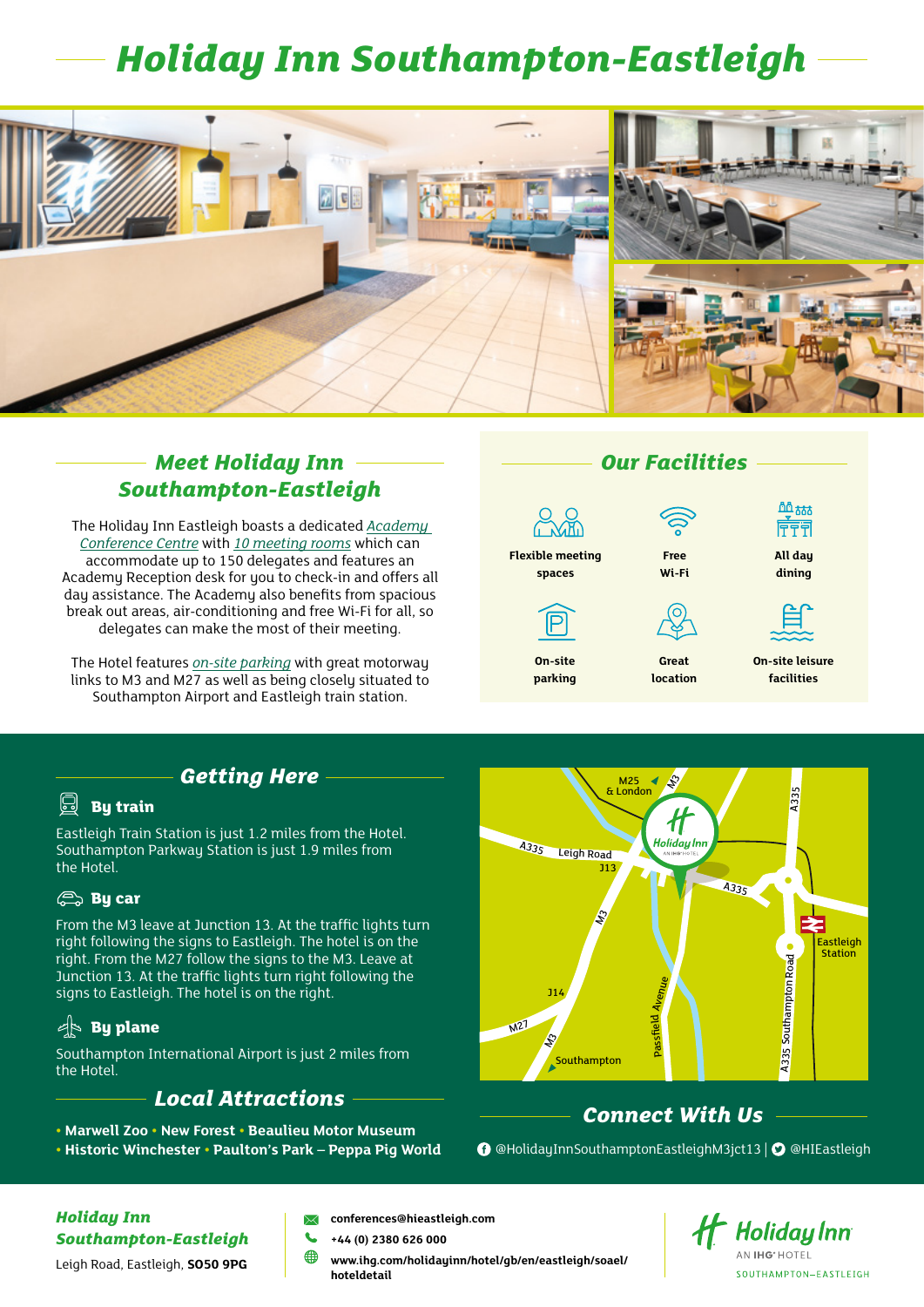# Holiday Inn Southampton-Eastleigh

## Meet Holiday Inn Southampton-Eastleigh

The Holiday Inn Eastleigh boasts a dedicated *Academy Conference Centre* with *10 meeting rooms* which can accommodate up to 150 delegates and features an Academy Reception desk for you to check-in and offers all day assistance. The Academy also benefits from spacious break out areas, air-conditioning and free Wi-Fi for all, so delegates can make the most of their meeting.

The Hotel features *on-site parking* with great motorway links to M3 and M27 as well as being closely situated to Southampton Airport and Eastleigh train station.

## Our Facilities

- **Flexible meeting spaces**
- **Free Wi-Fi**
- **All day dining**
- **On-site parking**
- **Great location**
- **On-site leisure facilities**

## Getting Here

### By train

Eastleigh Train Station is just 1.2 miles from the Hotel. Southampton Parkway Station is just 1.9 miles from the Hotel.

### By car

From the M3 leave at Junction 13. At the traffic lights turn right following the signs to Eastleigh. The hotel is on the right. From the M27 follow the signs to the M3. Leave at Junction 13. At the traffic lights turn right following the signs to Eastleigh. The hotel is on the right.

### By plane

Southampton International Airport is just 2 miles from the Hotel.

## Local Attractions

- **Marwell Zoo**
- **New Forest**
- **Beaulieu Motor Museum**
- **Historic Winchester**
- **Paulton's Park – Peppa Pig World**

## Connect With Us

@HolidayInnSouthamptonEastleighM3jct13 | @HIEastleigh

**Holiday Inn Southampton-Eastleigh**
Leigh Road, Eastleigh, **SO50 9PG**

**conferences@hieastleigh.com**
**+44 (0) 2380 626 000**
**www.ihg.com/holidayinn/hotel/gb/en/eastleigh/soael/hoteldetail**

Holiday Inn
AN IHG® HOTEL
SOUTHAMPTON–EASTLEIGH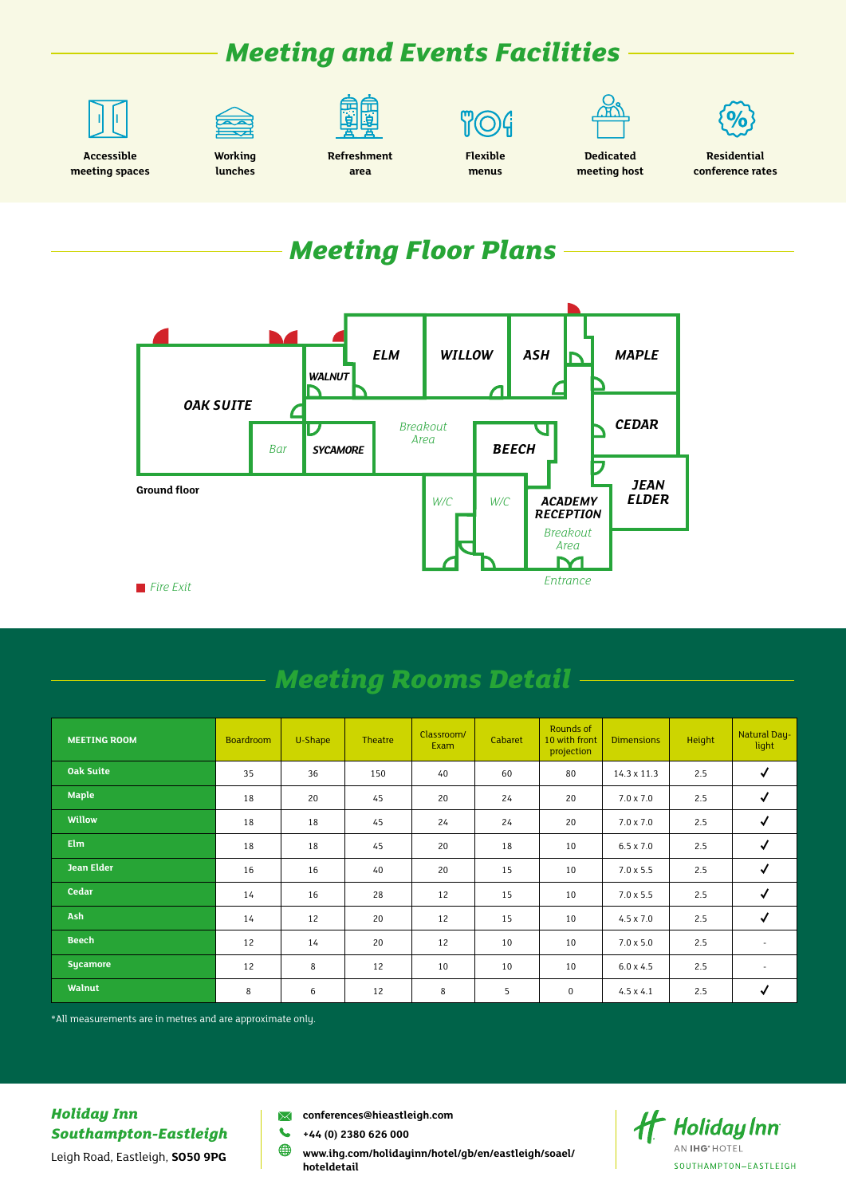## Meeting and Events Facilities

- Accessible meeting spaces
- Working lunches
- Refreshment area
- Flexible menus
- Dedicated meeting host
- Residential conference rates

## Meeting Floor Plans

OAK SUITE
WALNUT
ELM
WILLOW
ASH
MAPLE
CEDAR
JEAN ELDER
Bar
SYCAMORE
Breakout Area
BEECH
W/C
W/C
ACADEMY RECEPTION
Breakout Area
Entrance

Ground floor

Fire Exit

## Meeting Rooms Detail

| MEETING ROOM | Boardroom | U-Shape | Theatre | Classroom/ Exam | Cabaret | Rounds of 10 with front projection | Dimensions | Height | Natural Daylight |
|---|---|---|---|---|---|---|---|---|---|
| Oak Suite | 35 | 36 | 150 | 40 | 60 | 80 | 14.3 x 11.3 | 2.5 | ✓ |
| Maple | 18 | 20 | 45 | 20 | 24 | 20 | 7.0 x 7.0 | 2.5 | ✓ |
| Willow | 18 | 18 | 45 | 24 | 24 | 20 | 7.0 x 7.0 | 2.5 | ✓ |
| Elm | 18 | 18 | 45 | 20 | 18 | 10 | 6.5 x 7.0 | 2.5 | ✓ |
| Jean Elder | 16 | 16 | 40 | 20 | 15 | 10 | 7.0 x 5.5 | 2.5 | ✓ |
| Cedar | 14 | 16 | 28 | 12 | 15 | 10 | 7.0 x 5.5 | 2.5 | ✓ |
| Ash | 14 | 12 | 20 | 12 | 15 | 10 | 4.5 x 7.0 | 2.5 | ✓ |
| Beech | 12 | 14 | 20 | 12 | 10 | 10 | 7.0 x 5.0 | 2.5 | - |
| Sycamore | 12 | 8 | 12 | 10 | 10 | 10 | 6.0 x 4.5 | 2.5 | - |
| Walnut | 8 | 6 | 12 | 8 | 5 | 0 | 4.5 x 4.1 | 2.5 | ✓ |

*All measurements are in metres and are approximate only.

***Holiday Inn Southampton-Eastleigh***
Leigh Road, Eastleigh, **SO50 9PG**

**conferences@hieastleigh.com**
**+44 (0) 2380 626 000**
**www.ihg.com/holidayinn/hotel/gb/en/eastleigh/soael/hoteldetail**

Holiday Inn
AN IHG® HOTEL
SOUTHAMPTON–EASTLEIGH